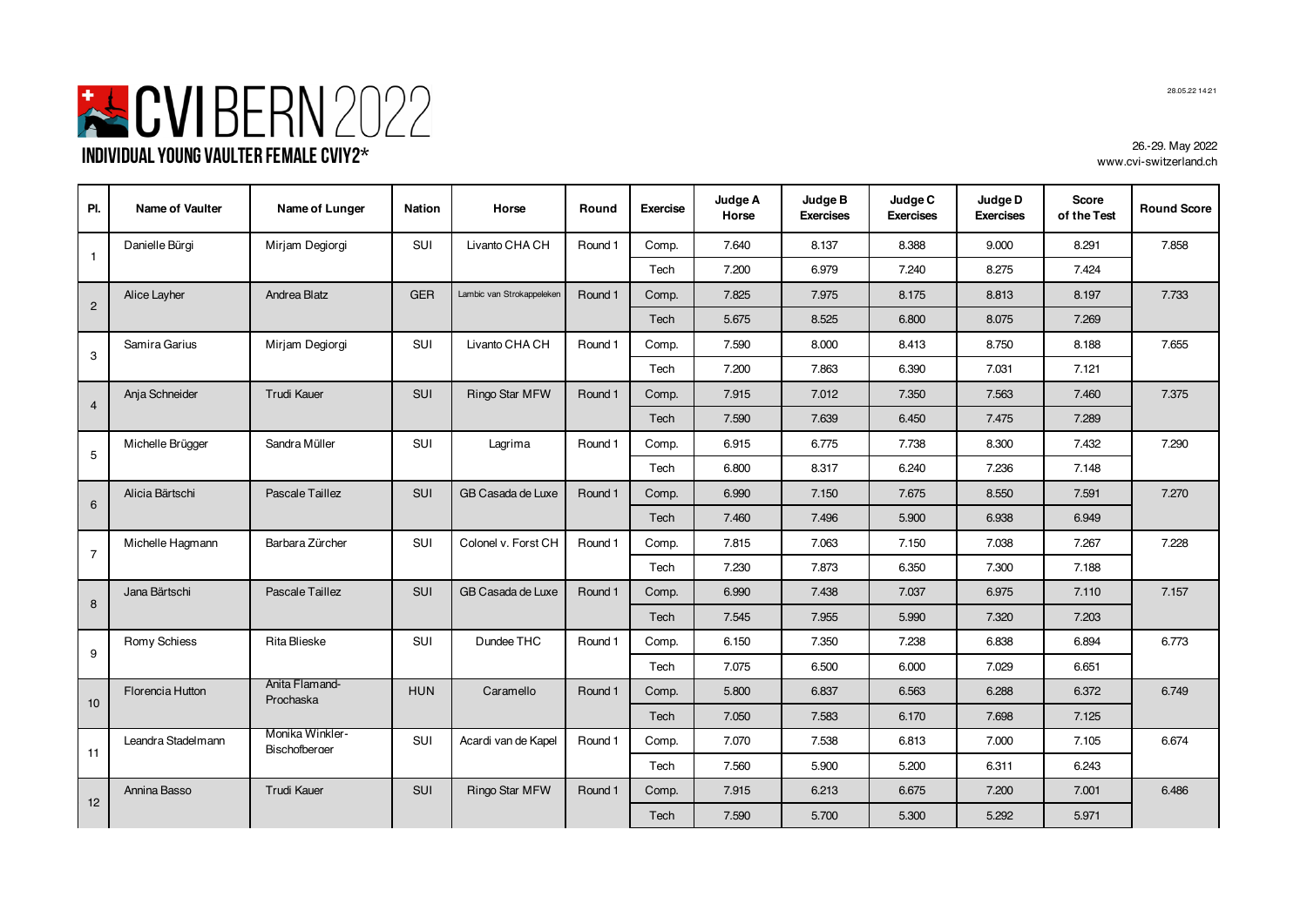# CVI BERN 2022

## INDIVIDUAL YOUNG VAULTER FEMALE CVIY2*

28.05.22 14:21

26.-29. May 2022
www.cvi-switzerland.ch

| Pl. | Name of Vaulter | Name of Lunger | Nation | Horse | Round | Exercise | Judge A Horse | Judge B Exercises | Judge C Exercises | Judge D Exercises | Score of the Test | Round Score |
|---|---|---|---|---|---|---|---|---|---|---|---|---|
| 1 | Danielle Bürgi | Mirjam Degiorgi | SUI | Livanto CHA CH | Round 1 | Comp. | 7.640 | 8.137 | 8.388 | 9.000 | 8.291 | 7.858 |
| | | | | | | Tech | 7.200 | 6.979 | 7.240 | 8.275 | 7.424 | |
| 2 | Alice Layher | Andrea Blatz | GER | Lambic van Strokappeleken | Round 1 | Comp. | 7.825 | 7.975 | 8.175 | 8.813 | 8.197 | 7.733 |
| | | | | | | Tech | 5.675 | 8.525 | 6.800 | 8.075 | 7.269 | |
| 3 | Samira Garius | Mirjam Degiorgi | SUI | Livanto CHA CH | Round 1 | Comp. | 7.590 | 8.000 | 8.413 | 8.750 | 8.188 | 7.655 |
| | | | | | | Tech | 7.200 | 7.863 | 6.390 | 7.031 | 7.121 | |
| 4 | Anja Schneider | Trudi Kauer | SUI | Ringo Star MFW | Round 1 | Comp. | 7.915 | 7.012 | 7.350 | 7.563 | 7.460 | 7.375 |
| | | | | | | Tech | 7.590 | 7.639 | 6.450 | 7.475 | 7.289 | |
| 5 | Michelle Brügger | Sandra Müller | SUI | Lagrima | Round 1 | Comp. | 6.915 | 6.775 | 7.738 | 8.300 | 7.432 | 7.290 |
| | | | | | | Tech | 6.800 | 8.317 | 6.240 | 7.236 | 7.148 | |
| 6 | Alicia Bärtschi | Pascale Taillez | SUI | GB Casada de Luxe | Round 1 | Comp. | 6.990 | 7.150 | 7.675 | 8.550 | 7.591 | 7.270 |
| | | | | | | Tech | 7.460 | 7.496 | 5.900 | 6.938 | 6.949 | |
| 7 | Michelle Hagmann | Barbara Zürcher | SUI | Colonel v. Forst CH | Round 1 | Comp. | 7.815 | 7.063 | 7.150 | 7.038 | 7.267 | 7.228 |
| | | | | | | Tech | 7.230 | 7.873 | 6.350 | 7.300 | 7.188 | |
| 8 | Jana Bärtschi | Pascale Taillez | SUI | GB Casada de Luxe | Round 1 | Comp. | 6.990 | 7.438 | 7.037 | 6.975 | 7.110 | 7.157 |
| | | | | | | Tech | 7.545 | 7.955 | 5.990 | 7.320 | 7.203 | |
| 9 | Romy Schiess | Rita Blieske | SUI | Dundee THC | Round 1 | Comp. | 6.150 | 7.350 | 7.238 | 6.838 | 6.894 | 6.773 |
| | | | | | | Tech | 7.075 | 6.500 | 6.000 | 7.029 | 6.651 | |
| 10 | Florencia Hutton | Anita Flamand-Prochaska | HUN | Caramello | Round 1 | Comp. | 5.800 | 6.837 | 6.563 | 6.288 | 6.372 | 6.749 |
| | | | | | | Tech | 7.050 | 7.583 | 6.170 | 7.698 | 7.125 | |
| 11 | Leandra Stadelmann | Monika Winkler-Bischofberger | SUI | Acardi van de Kapel | Round 1 | Comp. | 7.070 | 7.538 | 6.813 | 7.000 | 7.105 | 6.674 |
| | | | | | | Tech | 7.560 | 5.900 | 5.200 | 6.311 | 6.243 | |
| 12 | Annina Basso | Trudi Kauer | SUI | Ringo Star MFW | Round 1 | Comp. | 7.915 | 6.213 | 6.675 | 7.200 | 7.001 | 6.486 |
| | | | | | | Tech | 7.590 | 5.700 | 5.300 | 5.292 | 5.971 | |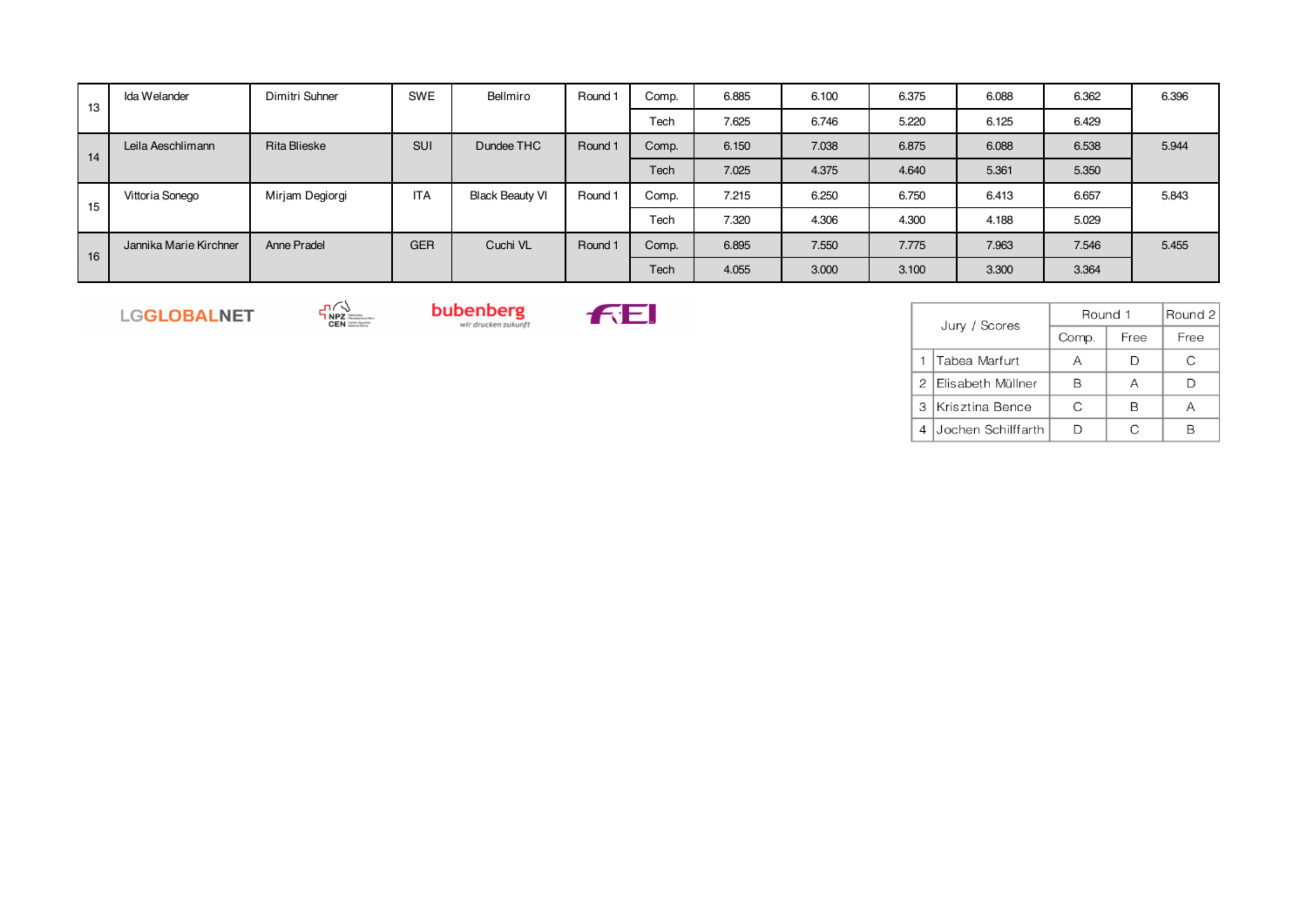| | | | | | | | | | | | | |
|---|---|---|---|---|---|---|---|---|---|---|---|---|
| 13 | Ida Welander | Dimitri Suhner | SWE | Bellmiro | Round 1 | Comp. | 6.885 | 6.100 | 6.375 | 6.088 | 6.362 | 6.396 |
| | | | | | | Tech | 7.625 | 6.746 | 5.220 | 6.125 | 6.429 | |
| 14 | Leila Aeschlimann | Rita Blieske | SUI | Dundee THC | Round 1 | Comp. | 6.150 | 7.038 | 6.875 | 6.088 | 6.538 | 5.944 |
| | | | | | | Tech | 7.025 | 4.375 | 4.640 | 5.361 | 5.350 | |
| 15 | Vittoria Sonego | Mirjam Degiorgi | ITA | Black Beauty VI | Round 1 | Comp. | 7.215 | 6.250 | 6.750 | 6.413 | 6.657 | 5.843 |
| | | | | | | Tech | 7.320 | 4.306 | 4.300 | 4.188 | 5.029 | |
| 16 | Jannika Marie Kirchner | Anne Pradel | GER | Cuchi VL | Round 1 | Comp. | 6.895 | 7.550 | 7.775 | 7.963 | 7.546 | 5.455 |
| | | | | | | Tech | 4.055 | 3.000 | 3.100 | 3.300 | 3.364 | |

LGGLOBALNET NPZ CEN bubenberg *wir drucken zukunft* FEI

| Jury / Scores | | Round 1 | | Round 2 |
|---|---|---|---|---|
| | | Comp. | Free | Free |
| 1 | Tabea Marfurt | A | D | C |
| 2 | Elisabeth Müllner | B | A | D |
| 3 | Krisztina Bence | C | B | A |
| 4 | Jochen Schilffarth | D | C | B |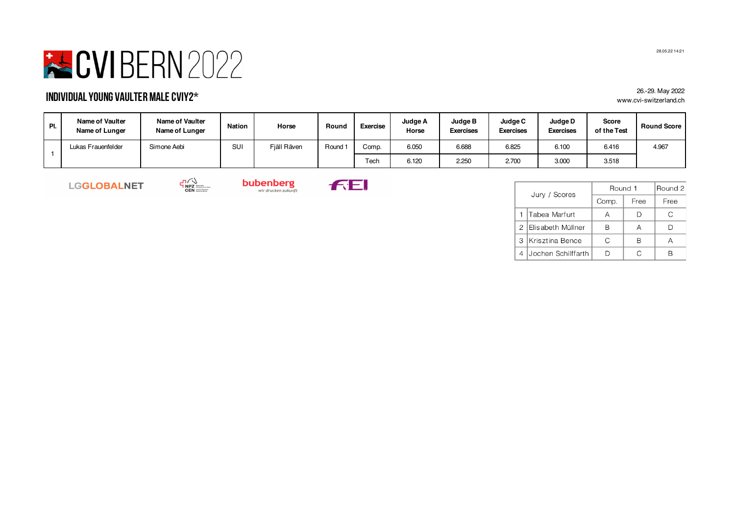# CVI BERN 2022

28.05.22 14:21

## INDIVIDUAL YOUNG VAULTER MALE CVIY2*

26.-29. May 2022
www.cvi-switzerland.ch

| Pl. | Name of Vaulter Name of Lunger | Name of Vaulter Name of Lunger | Nation | Horse | Round | Exercise | Judge A Horse | Judge B Exercises | Judge C Exercises | Judge D Exercises | Score of the Test | Round Score |
|---|---|---|---|---|---|---|---|---|---|---|---|---|
| 1 | Lukas Frauenfelder | Simone Aebi | SUI | Fjäll Räven | Round 1 | Comp. | 6.050 | 6.688 | 6.825 | 6.100 | 6.416 | 4.967 |
| | | | | | | Tech | 6.120 | 2.250 | 2.700 | 3.000 | 3.518 | |

LGGLOBALNET · NPZ CEN · bubenberg wir drucken zukunft · FEI

| Jury / Scores | | Round 1 | | Round 2 |
|---|---|---|---|---|
| | | Comp. | Free | Free |
| 1 | Tabea Marfurt | A | D | C |
| 2 | Elisabeth Müllner | B | A | D |
| 3 | Krisztina Bence | C | B | A |
| 4 | Jochen Schilffarth | D | C | B |